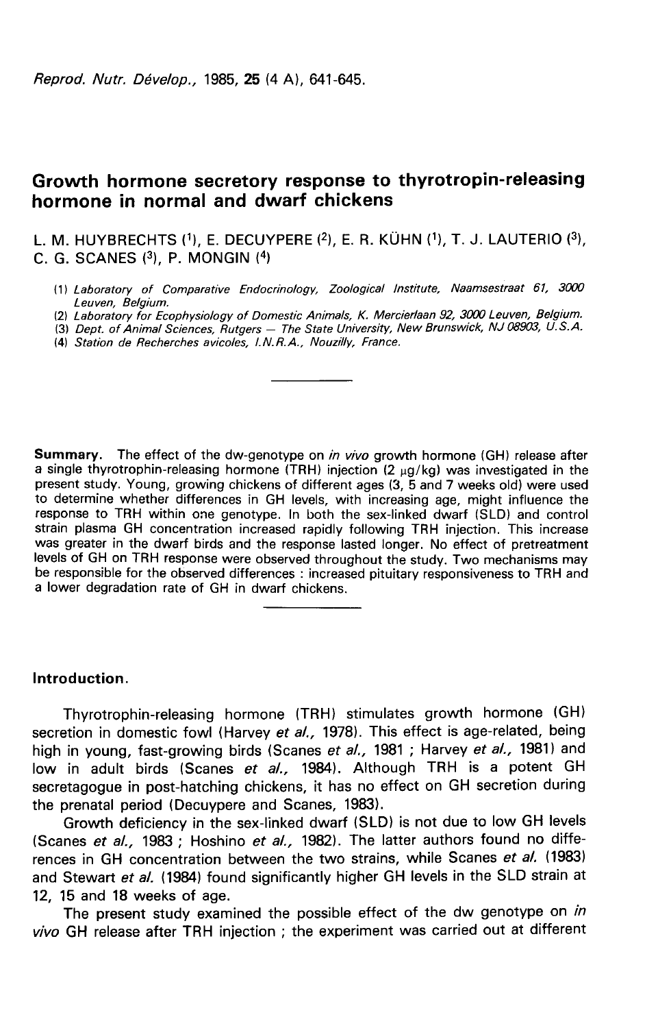# Growth hormone secretory response to thyrotropin-releasing hormone in normal and dwarf chickens

L. M. HUYBRECHTS [1], E. DECUYPERE [2], E. R. KÜHN [1], T. J. LAUTERIO [3], C. G. SCANES [3], P. MONGIN [4]

[1] *Laboratory of Comparative Endocrinology, Zoological Institute, Naamsestraat 61, 3000 Leuven, Belgium.*
[2] *Laboratory for Ecophysiology of Domestic Animals, K. Mercierlaan 92, 3000 Leuven, Belgium.*
[3] *Dept. of Animal Sciences, Rutgers — The State University, New Brunswick, NJ 08903, U.S.A.*
[4] *Station de Recherches avicoles, I.N.R.A., Nouzilly, France.*

---

**Summary.** The effect of the dw-genotype on *in vivo* growth hormone (GH) release after a single thyrotrophin-releasing hormone (TRH) injection (2 µg/kg) was investigated in the present study. Young, growing chickens of different ages (3, 5 and 7 weeks old) were used to determine whether differences in GH levels, with increasing age, might influence the response to TRH within one genotype. In both the sex-linked dwarf (SLD) and control strain plasma GH concentration increased rapidly following TRH injection. This increase was greater in the dwarf birds and the response lasted longer. No effect of pretreatment levels of GH on TRH response were observed throughout the study. Two mechanisms may be responsible for the observed differences : increased pituitary responsiveness to TRH and a lower degradation rate of GH in dwarf chickens.

---

## Introduction.

Thyrotrophin-releasing hormone (TRH) stimulates growth hormone (GH) secretion in domestic fowl (Harvey *et al.*, 1978). This effect is age-related, being high in young, fast-growing birds (Scanes *et al.*, 1981 ; Harvey *et al.*, 1981) and low in adult birds (Scanes *et al.*, 1984). Although TRH is a potent GH secretagogue in post-hatching chickens, it has no effect on GH secretion during the prenatal period (Decuypere and Scanes, 1983).

Growth deficiency in the sex-linked dwarf (SLD) is not due to low GH levels (Scanes *et al.*, 1983 ; Hoshino *et al.*, 1982). The latter authors found no differences in GH concentration between the two strains, while Scanes *et al.* (1983) and Stewart *et al.* (1984) found significantly higher GH levels in the SLD strain at 12, 15 and 18 weeks of age.

The present study examined the possible effect of the dw genotype on *in vivo* GH release after TRH injection ; the experiment was carried out at different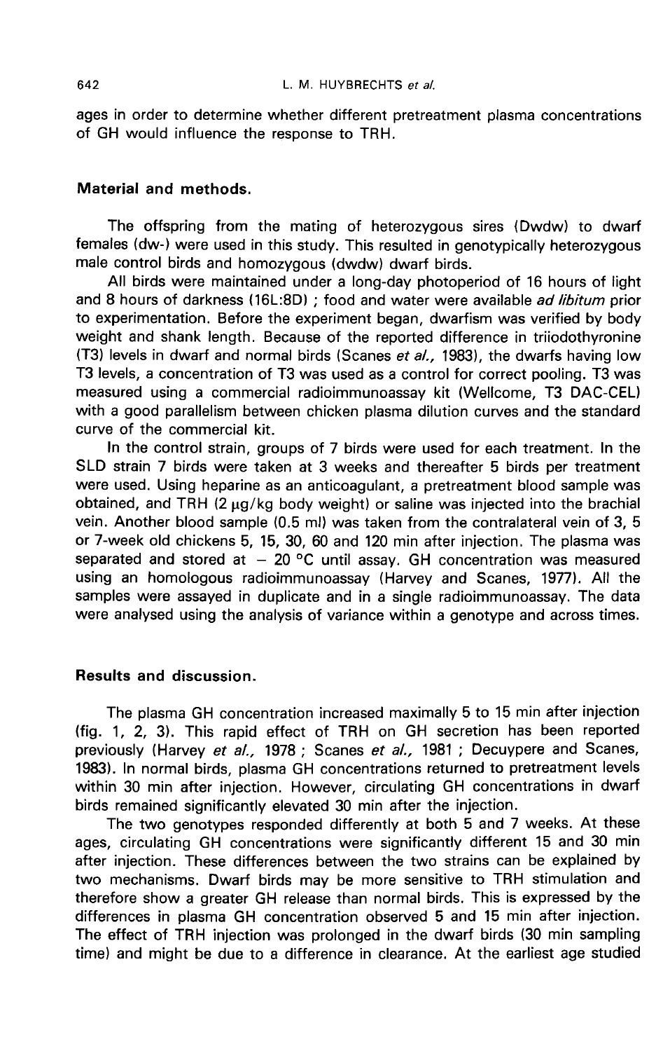ages in order to determine whether different pretreatment plasma concentrations of GH would influence the response to TRH.

## Material and methods.

The offspring from the mating of heterozygous sires (Dwdw) to dwarf females (dw-) were used in this study. This resulted in genotypically heterozygous male control birds and homozygous (dwdw) dwarf birds.

All birds were maintained under a long-day photoperiod of 16 hours of light and 8 hours of darkness (16L:8D) ; food and water were available *ad libitum* prior to experimentation. Before the experiment began, dwarfism was verified by body weight and shank length. Because of the reported difference in triiodothyronine (T3) levels in dwarf and normal birds (Scanes *et al.,* 1983), the dwarfs having low T3 levels, a concentration of T3 was used as a control for correct pooling. T3 was measured using a commercial radioimmunoassay kit (Wellcome, T3 DAC-CEL) with a good parallelism between chicken plasma dilution curves and the standard curve of the commercial kit.

In the control strain, groups of 7 birds were used for each treatment. In the SLD strain 7 birds were taken at 3 weeks and thereafter 5 birds per treatment were used. Using heparine as an anticoagulant, a pretreatment blood sample was obtained, and TRH (2 μg/kg body weight) or saline was injected into the brachial vein. Another blood sample (0.5 ml) was taken from the contralateral vein of 3, 5 or 7-week old chickens 5, 15, 30, 60 and 120 min after injection. The plasma was separated and stored at − 20 °C until assay. GH concentration was measured using an homologous radioimmunoassay (Harvey and Scanes, 1977). All the samples were assayed in duplicate and in a single radioimmunoassay. The data were analysed using the analysis of variance within a genotype and across times.

## Results and discussion.

The plasma GH concentration increased maximally 5 to 15 min after injection (fig. 1, 2, 3). This rapid effect of TRH on GH secretion has been reported previously (Harvey *et al.,* 1978 ; Scanes *et al.,* 1981 ; Decuypere and Scanes, 1983). In normal birds, plasma GH concentrations returned to pretreatment levels within 30 min after injection. However, circulating GH concentrations in dwarf birds remained significantly elevated 30 min after the injection.

The two genotypes responded differently at both 5 and 7 weeks. At these ages, circulating GH concentrations were significantly different 15 and 30 min after injection. These differences between the two strains can be explained by two mechanisms. Dwarf birds may be more sensitive to TRH stimulation and therefore show a greater GH release than normal birds. This is expressed by the differences in plasma GH concentration observed 5 and 15 min after injection. The effect of TRH injection was prolonged in the dwarf birds (30 min sampling time) and might be due to a difference in clearance. At the earliest age studied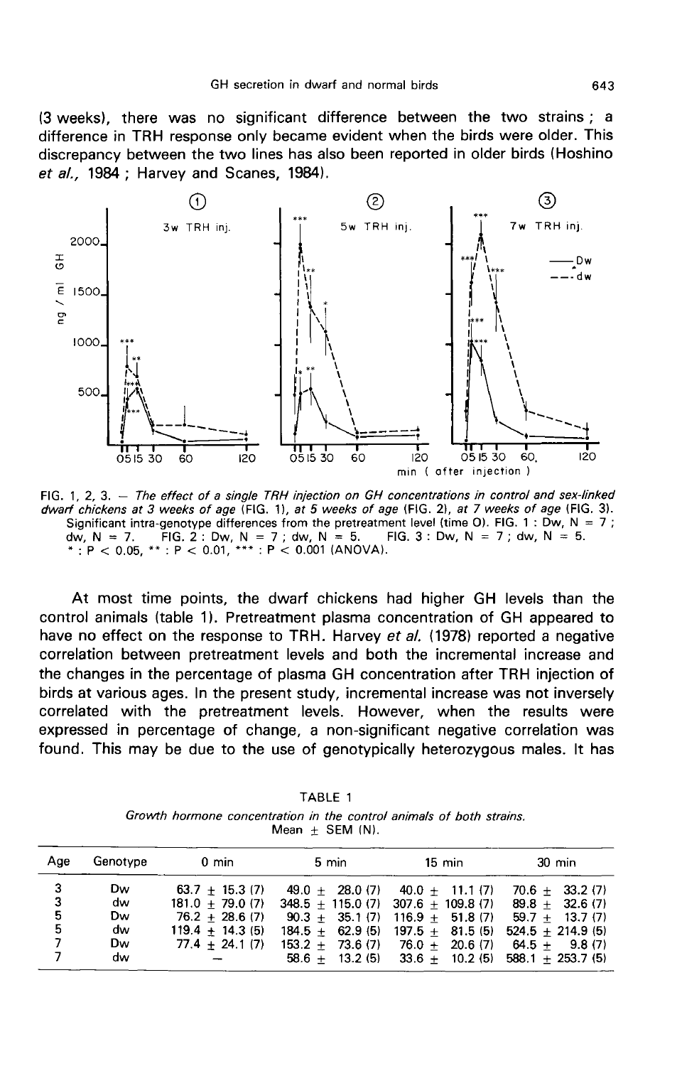(3 weeks), there was no significant difference between the two strains ; a difference in TRH response only became evident when the birds were older. This discrepancy between the two lines has also been reported in older birds (Hoshino *et al.*, 1984 ; Harvey and Scanes, 1984).

①

②

③

3w TRH inj.

5w TRH inj.

7w TRH inj.

ng / ml GH

2000

1500

1000

500

—— Dw

– – – dw

0 5 15 30 60 120

0 5 15 30 60 120

0 5 15 30 60, 120

min ( after injection )

FIG. 1, 2, 3. — *The effect of a single TRH injection on GH concentrations in control and sex-linked dwarf chickens at 3 weeks of age* (FIG. 1), *at 5 weeks of age* (FIG. 2), *at 7 weeks of age* (FIG. 3). Significant intra-genotype differences from the pretreatment level (time O). FIG. 1 : Dw, N = 7 ; dw, N = 7. FIG. 2 : Dw, N = 7 ; dw, N = 5. FIG. 3 : Dw, N = 7 ; dw, N = 5. * : $P < 0.05$, ** : $P < 0.01$, *** : $P < 0.001$ (ANOVA).

At most time points, the dwarf chickens had higher GH levels than the control animals (table 1). Pretreatment plasma concentration of GH appeared to have no effect on the response to TRH. Harvey *et al.* (1978) reported a negative correlation between pretreatment levels and both the incremental increase and the changes in the percentage of plasma GH concentration after TRH injection of birds at various ages. In the present study, incremental increase was not inversely correlated with the pretreatment levels. However, when the results were expressed in percentage of change, a non-significant negative correlation was found. This may be due to the use of genotypically heterozygous males. It has

TABLE 1

*Growth hormone concentration in the control animals of both strains.*
Mean ± SEM (N).

| Age | Genotype | 0 min | 5 min | 15 min | 30 min |
|---|---|---|---|---|---|
| 3 | Dw | 63.7 ± 15.3 (7) | 49.0 ± 28.0 (7) | 40.0 ± 11.1 (7) | 70.6 ± 33.2 (7) |
| 3 | dw | 181.0 ± 79.0 (7) | 348.5 ± 115.0 (7) | 307.6 ± 109.8 (7) | 89.8 ± 32.6 (7) |
| 5 | Dw | 76.2 ± 28.6 (7) | 90.3 ± 35.1 (7) | 116.9 ± 51.8 (7) | 59.7 ± 13.7 (7) |
| 5 | dw | 119.4 ± 14.3 (5) | 184.5 ± 62.9 (5) | 197.5 ± 81.5 (5) | 524.5 ± 214.9 (5) |
| 7 | Dw | 77.4 ± 24.1 (7) | 153.2 ± 73.6 (7) | 76.0 ± 20.6 (7) | 64.5 ± 9.8 (7) |
| 7 | dw | — | 58.6 ± 13.2 (5) | 33.6 ± 10.2 (5) | 588.1 ± 253.7 (5) |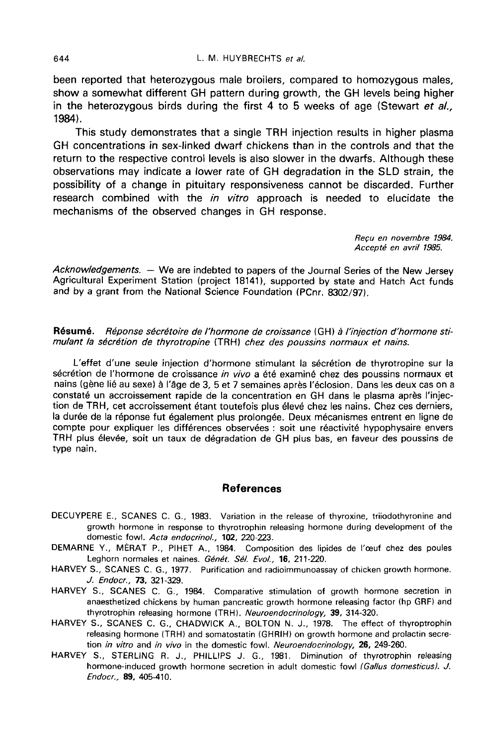been reported that heterozygous male broilers, compared to homozygous males, show a somewhat different GH pattern during growth, the GH levels being higher in the heterozygous birds during the first 4 to 5 weeks of age (Stewart *et al.*, 1984).

This study demonstrates that a single TRH injection results in higher plasma GH concentrations in sex-linked dwarf chickens than in the controls and that the return to the respective control levels is also slower in the dwarfs. Although these observations may indicate a lower rate of GH degradation in the SLD strain, the possibility of a change in pituitary responsiveness cannot be discarded. Further research combined with the *in vitro* approach is needed to elucidate the mechanisms of the observed changes in GH response.

*Reçu en novembre 1984.*
*Accepté en avril 1985.*

*Acknowledgements.* — We are indebted to papers of the Journal Series of the New Jersey Agricultural Experiment Station (project 18141), supported by state and Hatch Act funds and by a grant from the National Science Foundation (PCnr. 8302/97).

**Résumé.** *Réponse sécrétoire de l'hormone de croissance* (GH) *à l'injection d'hormone stimulant la sécrétion de thyrotropine* (TRH) *chez des poussins normaux et nains.*

L'effet d'une seule injection d'hormone stimulant la sécrétion de thyrotropine sur la sécrétion de l'hormone de croissance *in vivo* a été examiné chez des poussins normaux et nains (gène lié au sexe) à l'âge de 3, 5 et 7 semaines après l'éclosion. Dans les deux cas on a constaté un accroissement rapide de la concentration en GH dans le plasma après l'injection de TRH, cet accroissement étant toutefois plus élevé chez les nains. Chez ces derniers, la durée de la réponse fut également plus prolongée. Deux mécanismes entrent en ligne de compte pour expliquer les différences observées : soit une réactivité hypophysaire envers TRH plus élevée, soit un taux de dégradation de GH plus bas, en faveur des poussins de type nain.

## References

DECUYPERE E., SCANES C. G., 1983. Variation in the release of thyroxine, triiodothyronine and growth hormone in response to thyrotrophin releasing hormone during development of the domestic fowl. *Acta endocrinol.*, **102**, 220-223.

DEMARNE Y., MÉRAT P., PIHET A., 1984. Composition des lipides de l'œuf chez des poules Leghorn normales et naines. *Génét. Sél. Evol.*, **16**, 211-220.

HARVEY S., SCANES C. G., 1977. Purification and radioimmunoassay of chicken growth hormone. *J. Endocr.*, **73**, 321-329.

HARVEY S., SCANES C. G., 1984. Comparative stimulation of growth hormone secretion in anaesthetized chickens by human pancreatic growth hormone releasing factor (hp GRF) and thyrotrophin releasing hormone (TRH). *Neuroendocrinology*, **39**, 314-320.

HARVEY S., SCANES C. G., CHADWICK A., BOLTON N. J., 1978. The effect of thyroptrophin releasing hormone (TRH) and somatostatin (GHRIH) on growth hormone and prolactin secretion *in vitro* and *in vivo* in the domestic fowl. *Neuroendocrinology*, **26**, 249-260.

HARVEY S., STERLING R. J., PHILLIPS J. G., 1981. Diminution of thyrotrophin releasing hormone-induced growth hormone secretion in adult domestic fowl *(Gallus domesticus)*. *J. Endocr.*, **89**, 405-410.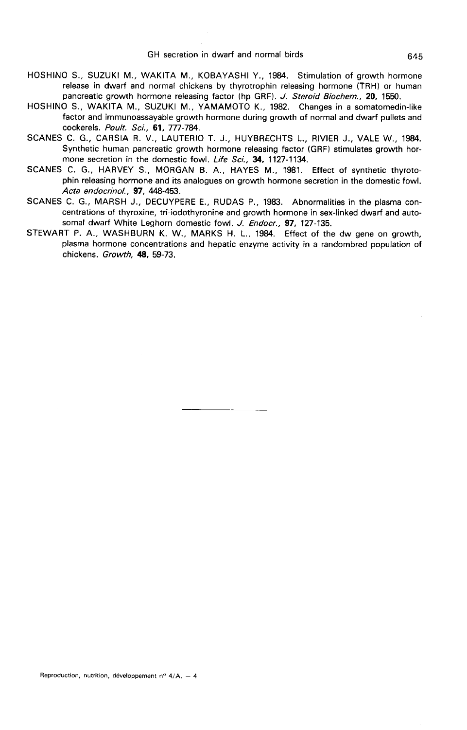HOSHINO S., SUZUKI M., WAKITA M., KOBAYASHI Y., 1984. Stimulation of growth hormone release in dwarf and normal chickens by thyrotrophin releasing hormone (TRH) or human pancreatic growth hormone releasing factor (hp GRF). *J. Steroid Biochem.*, **20**, 1550.

HOSHINO S., WAKITA M., SUZUKI M., YAMAMOTO K., 1982. Changes in a somatomedin-like factor and immunoassayable growth hormone during growth of normal and dwarf pullets and cockerels. *Poult. Sci.*, **61**, 777-784.

SCANES C. G., CARSIA R. V., LAUTERIO T. J., HUYBRECHTS L., RIVIER J., VALE W., 1984. Synthetic human pancreatic growth hormone releasing factor (GRF) stimulates growth hormone secretion in the domestic fowl. *Life Sci.*, **34**, 1127-1134.

SCANES C. G., HARVEY S., MORGAN B. A., HAYES M., 1981. Effect of synthetic thyrotophin releasing hormone and its analogues on growth hormone secretion in the domestic fowl. *Acta endocrinol.*, **97**, 448-453.

SCANES C. G., MARSH J., DECUYPERE E., RUDAS P., 1983. Abnormalities in the plasma concentrations of thyroxine, tri-iodothyronine and growth hormone in sex-linked dwarf and autosomal dwarf White Leghorn domestic fowl. *J. Endocr.*, **97**, 127-135.

STEWART P. A., WASHBURN K. W., MARKS H. L., 1984. Effect of the dw gene on growth, plasma hormone concentrations and hepatic enzyme activity in a randombred population of chickens. *Growth*, **48**, 59-73.